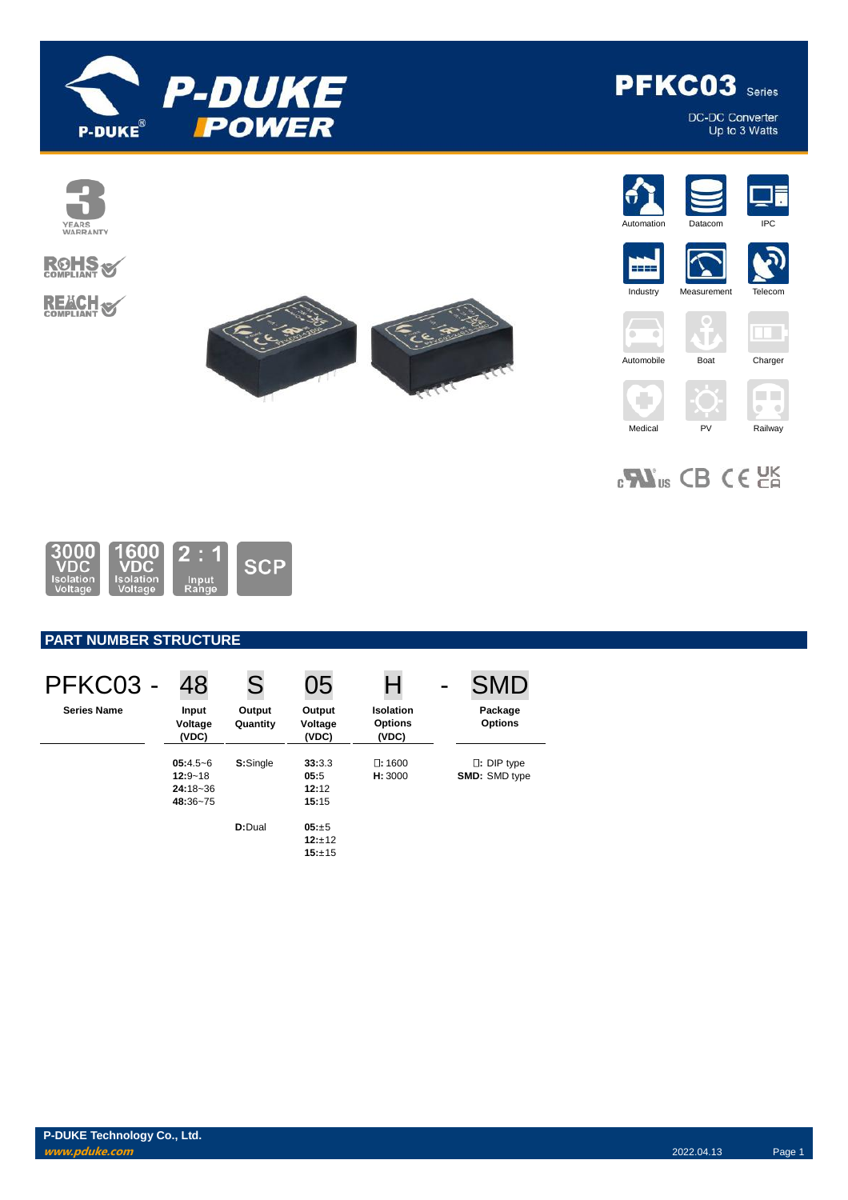# PFKC03 Series

DC-DC Converter
Up to 3 Watts

Automation | Datacom | IPC | Industry | Measurement | Telecom | Automobile | Boat | Charger | Medical | PV | Railway

3000 VDC Isolation Voltage | 1600 VDC Isolation Voltage | 2 : 1 Input Range | SCP

## PART NUMBER STRUCTURE

| PFKC03 - | 48 | S | 05 | H | - | SMD |
|---|---|---|---|---|---|---|
| **Series Name** | **Input Voltage (VDC)** | **Output Quantity** | **Output Voltage (VDC)** | **Isolation Options (VDC)** | | **Package Options** |
| | **05:**4.5~6<br>**12:**9~18<br>**24:**18~36<br>**48:**36~75 | **S:**Single | **33:**3.3<br>**05:**5<br>**12:**12<br>**15:**15 | □: 1600<br>**H:** 3000 | | □: DIP type<br>**SMD:** SMD type |
| | | **D:**Dual | **05:**±5<br>**12:**±12<br>**15:**±15 | | | |

P-DUKE Technology Co., Ltd.
*www.pduke.com*

2022.04.13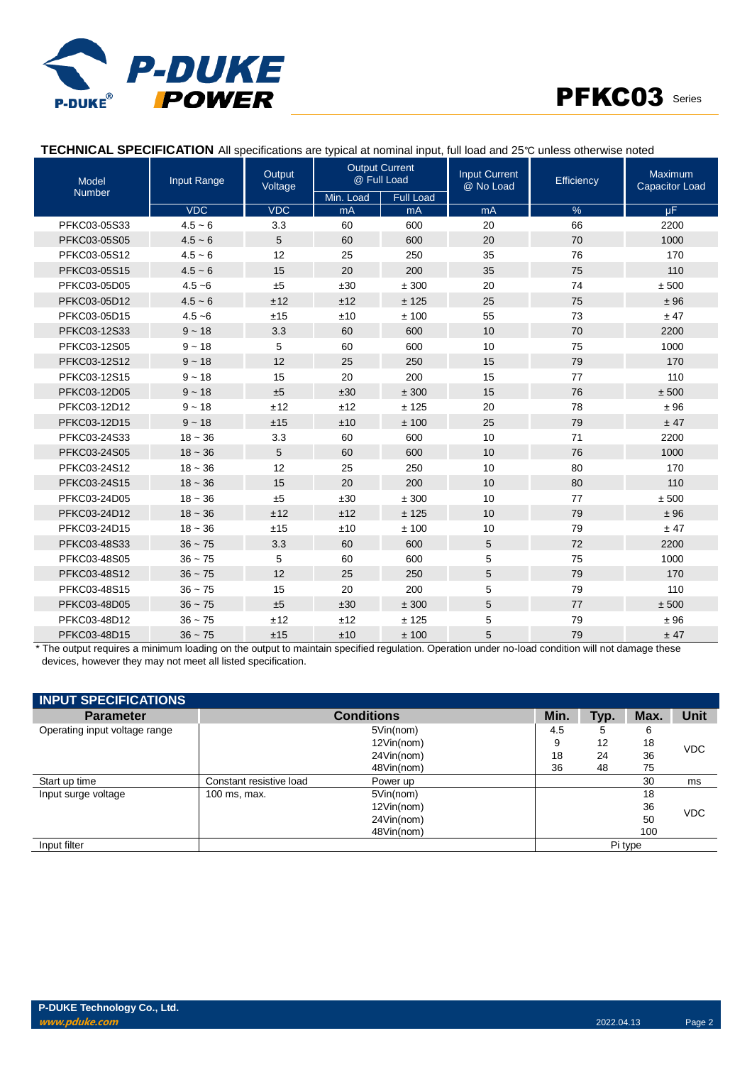## TECHNICAL SPECIFICATION All specifications are typical at nominal input, full load and 25℃ unless otherwise noted

| Model Number | Input Range | Output Voltage | Output Current @ Full Load | | Input Current @ No Load | Efficiency | Maximum Capacitor Load |
|---|---|---|---|---|---|---|---|
| | | | Min. Load | Full Load | | | |
| | VDC | VDC | mA | mA | mA | % | µF |
| PFKC03-05S33 | 4.5 ~ 6 | 3.3 | 60 | 600 | 20 | 66 | 2200 |
| PFKC03-05S05 | 4.5 ~ 6 | 5 | 60 | 600 | 20 | 70 | 1000 |
| PFKC03-05S12 | 4.5 ~ 6 | 12 | 25 | 250 | 35 | 76 | 170 |
| PFKC03-05S15 | 4.5 ~ 6 | 15 | 20 | 200 | 35 | 75 | 110 |
| PFKC03-05D05 | 4.5 ~6 | ±5 | ±30 | ± 300 | 20 | 74 | ± 500 |
| PFKC03-05D12 | 4.5 ~ 6 | ±12 | ±12 | ± 125 | 25 | 75 | ± 96 |
| PFKC03-05D15 | 4.5 ~6 | ±15 | ±10 | ± 100 | 55 | 73 | ± 47 |
| PFKC03-12S33 | 9 ~ 18 | 3.3 | 60 | 600 | 10 | 70 | 2200 |
| PFKC03-12S05 | 9 ~ 18 | 5 | 60 | 600 | 10 | 75 | 1000 |
| PFKC03-12S12 | 9 ~ 18 | 12 | 25 | 250 | 15 | 79 | 170 |
| PFKC03-12S15 | 9 ~ 18 | 15 | 20 | 200 | 15 | 77 | 110 |
| PFKC03-12D05 | 9 ~ 18 | ±5 | ±30 | ± 300 | 15 | 76 | ± 500 |
| PFKC03-12D12 | 9 ~ 18 | ±12 | ±12 | ± 125 | 20 | 78 | ± 96 |
| PFKC03-12D15 | 9 ~ 18 | ±15 | ±10 | ± 100 | 25 | 79 | ± 47 |
| PFKC03-24S33 | 18 ~ 36 | 3.3 | 60 | 600 | 10 | 71 | 2200 |
| PFKC03-24S05 | 18 ~ 36 | 5 | 60 | 600 | 10 | 76 | 1000 |
| PFKC03-24S12 | 18 ~ 36 | 12 | 25 | 250 | 10 | 80 | 170 |
| PFKC03-24S15 | 18 ~ 36 | 15 | 20 | 200 | 10 | 80 | 110 |
| PFKC03-24D05 | 18 ~ 36 | ±5 | ±30 | ± 300 | 10 | 77 | ± 500 |
| PFKC03-24D12 | 18 ~ 36 | ±12 | ±12 | ± 125 | 10 | 79 | ± 96 |
| PFKC03-24D15 | 18 ~ 36 | ±15 | ±10 | ± 100 | 10 | 79 | ± 47 |
| PFKC03-48S33 | 36 ~ 75 | 3.3 | 60 | 600 | 5 | 72 | 2200 |
| PFKC03-48S05 | 36 ~ 75 | 5 | 60 | 600 | 5 | 75 | 1000 |
| PFKC03-48S12 | 36 ~ 75 | 12 | 25 | 250 | 5 | 79 | 170 |
| PFKC03-48S15 | 36 ~ 75 | 15 | 20 | 200 | 5 | 79 | 110 |
| PFKC03-48D05 | 36 ~ 75 | ±5 | ±30 | ± 300 | 5 | 77 | ± 500 |
| PFKC03-48D12 | 36 ~ 75 | ±12 | ±12 | ± 125 | 5 | 79 | ± 96 |
| PFKC03-48D15 | 36 ~ 75 | ±15 | ±10 | ± 100 | 5 | 79 | ± 47 |

* The output requires a minimum loading on the output to maintain specified regulation. Operation under no-load condition will not damage these devices, however they may not meet all listed specification.

## INPUT SPECIFICATIONS

| Parameter | Conditions | | Min. | Typ. | Max. | Unit |
|---|---|---|---|---|---|---|
| Operating input voltage range | | 5Vin(nom)<br>12Vin(nom)<br>24Vin(nom)<br>48Vin(nom) | 4.5<br>9<br>18<br>36 | 5<br>12<br>24<br>48 | 6<br>18<br>36<br>75 | VDC |
| Start up time | Constant resistive load | Power up | | | 30 | ms |
| Input surge voltage | 100 ms, max. | 5Vin(nom)<br>12Vin(nom)<br>24Vin(nom)<br>48Vin(nom) | | | 18<br>36<br>50<br>100 | VDC |
| Input filter | | | Pi type | | | |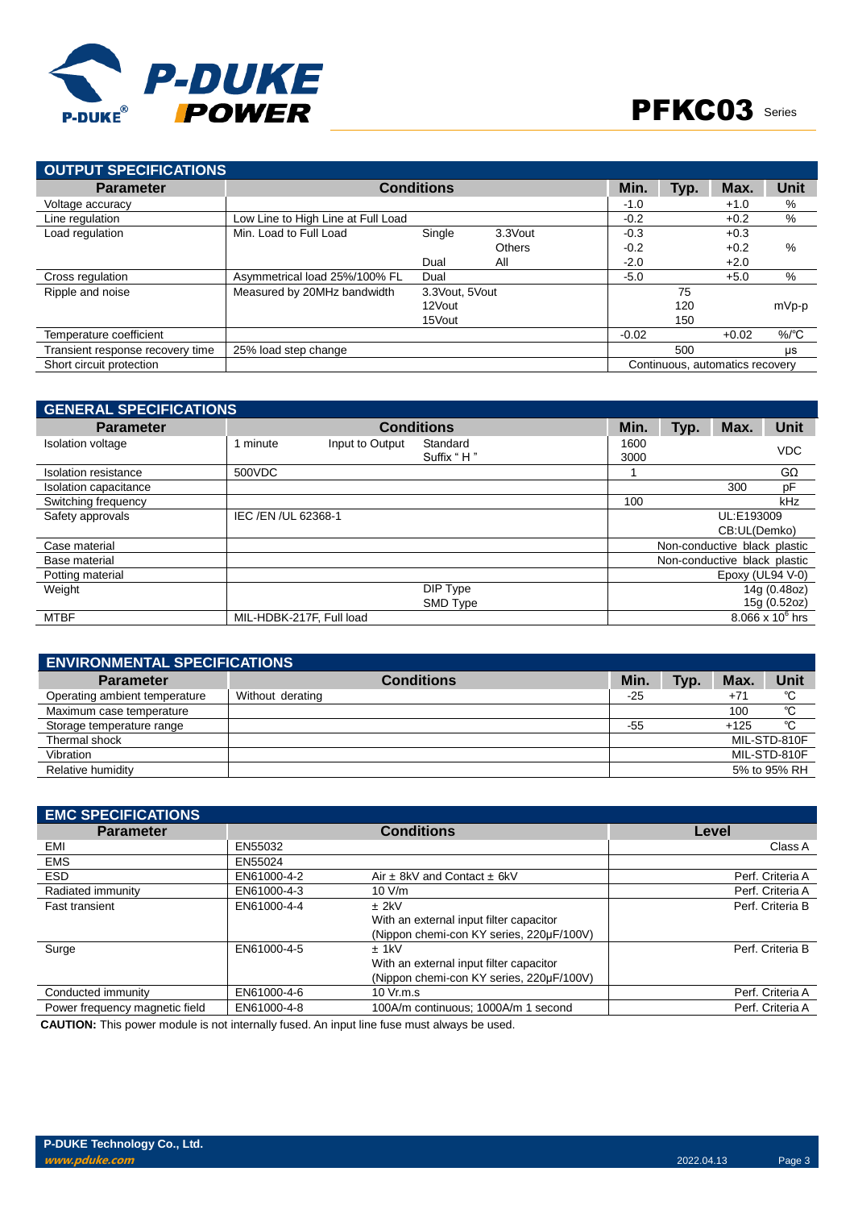## OUTPUT SPECIFICATIONS

| Parameter | Conditions | | | Min. | Typ. | Max. | Unit |
|---|---|---|---|---|---|---|---|
| Voltage accuracy | | | | -1.0 | | +1.0 | % |
| Line regulation | Low Line to High Line at Full Load | | | -0.2 | | +0.2 | % |
| Load regulation | Min. Load to Full Load | Single | 3.3Vout | -0.3 | | +0.3 | % |
| | | | Others | -0.2 | | +0.2 | |
| | | Dual | All | -2.0 | | +2.0 | |
| Cross regulation | Asymmetrical load 25%/100% FL | Dual | | -5.0 | | +5.0 | % |
| Ripple and noise | Measured by 20MHz bandwidth | 3.3Vout, 5Vout | | | 75 | | mVp-p |
| | | 12Vout | | | 120 | | |
| | | 15Vout | | | 150 | | |
| Temperature coefficient | | | | -0.02 | | +0.02 | %/℃ |
| Transient response recovery time | 25% load step change | | | | 500 | | μs |
| Short circuit protection | | | | Continuous, automatics recovery | | | |

## GENERAL SPECIFICATIONS

| Parameter | Conditions | | | Min. | Typ. | Max. | Unit |
|---|---|---|---|---|---|---|---|
| Isolation voltage | 1 minute | Input to Output | Standard | 1600 | | | VDC |
| | | | Suffix " H " | 3000 | | | |
| Isolation resistance | 500VDC | | | 1 | | | GΩ |
| Isolation capacitance | | | | | | 300 | pF |
| Switching frequency | | | | 100 | | | kHz |
| Safety approvals | IEC /EN /UL 62368-1 | | | UL:E193009 CB:UL(Demko) | | | |
| Case material | | | | Non-conductive black plastic | | | |
| Base material | | | | Non-conductive black plastic | | | |
| Potting material | | | | Epoxy (UL94 V-0) | | | |
| Weight | | | DIP Type | 14g (0.48oz) | | | |
| | | | SMD Type | 15g (0.52oz) | | | |
| MTBF | MIL-HDBK-217F, Full load | | | $8.066 \times 10^6$ hrs | | | |

## ENVIRONMENTAL SPECIFICATIONS

| Parameter | Conditions | Min. | Typ. | Max. | Unit |
|---|---|---|---|---|---|
| Operating ambient temperature | Without derating | -25 | | +71 | ℃ |
| Maximum case temperature | | | | 100 | ℃ |
| Storage temperature range | | -55 | | +125 | ℃ |
| Thermal shock | | MIL-STD-810F | | | |
| Vibration | | MIL-STD-810F | | | |
| Relative humidity | | 5% to 95% RH | | | |

## EMC SPECIFICATIONS

| Parameter | Conditions | | Level |
|---|---|---|---|
| EMI | EN55032 | | Class A |
| EMS | EN55024 | | |
| ESD | EN61000-4-2 | Air ± 8kV and Contact ± 6kV | Perf. Criteria A |
| Radiated immunity | EN61000-4-3 | 10 V/m | Perf. Criteria A |
| Fast transient | EN61000-4-4 | ± 2kV With an external input filter capacitor (Nippon chemi-con KY series, 220μF/100V) | Perf. Criteria B |
| Surge | EN61000-4-5 | ± 1kV With an external input filter capacitor (Nippon chemi-con KY series, 220μF/100V) | Perf. Criteria B |
| Conducted immunity | EN61000-4-6 | 10 Vr.m.s | Perf. Criteria A |
| Power frequency magnetic field | EN61000-4-8 | 100A/m continuous; 1000A/m 1 second | Perf. Criteria A |

**CAUTION:** This power module is not internally fused. An input line fuse must always be used.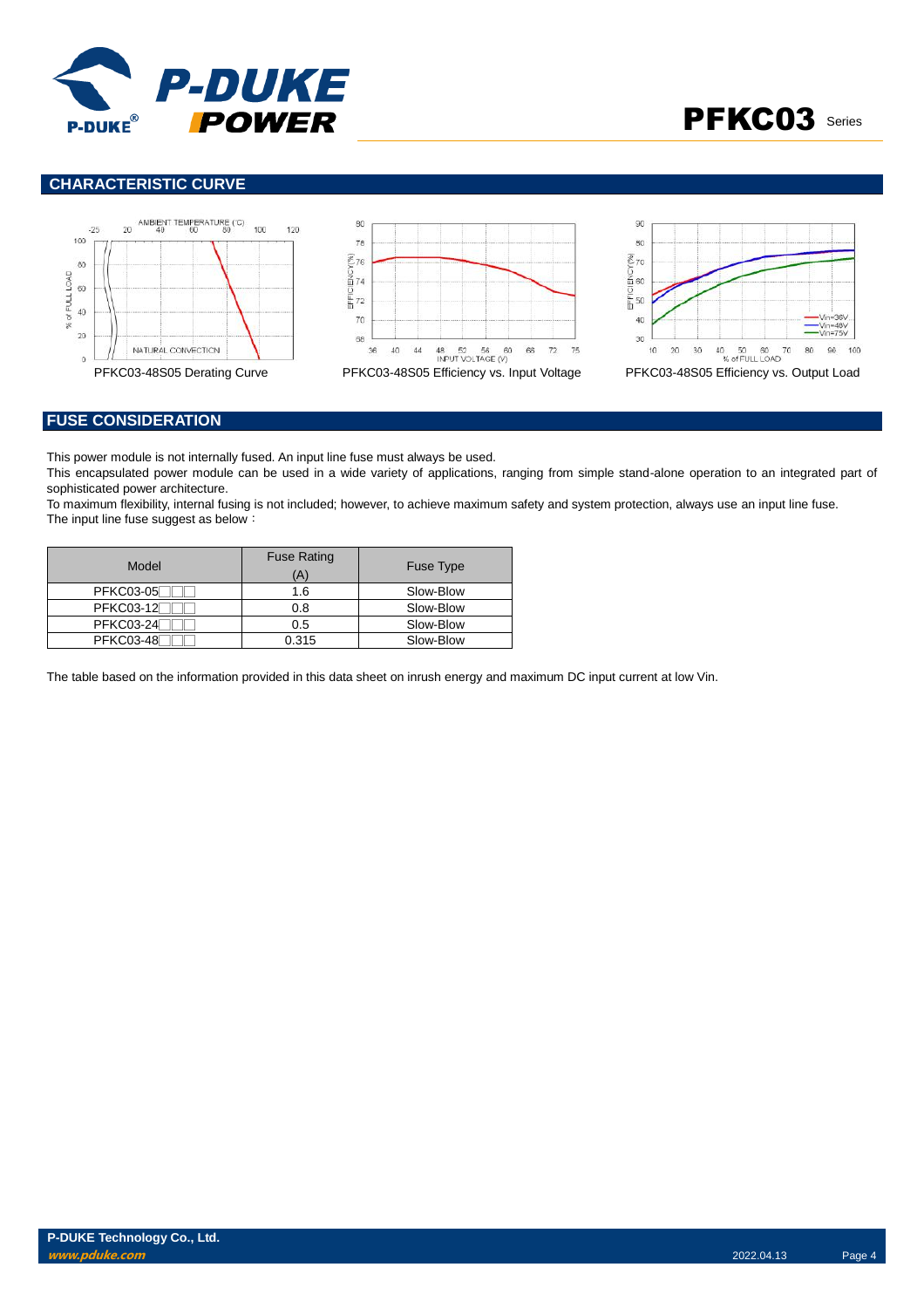## CHARACTERISTIC CURVE

PFKC03-48S05 Derating Curve

PFKC03-48S05 Efficiency vs. Input Voltage

PFKC03-48S05 Efficiency vs. Output Load

## FUSE CONSIDERATION

This power module is not internally fused. An input line fuse must always be used.

This encapsulated power module can be used in a wide variety of applications, ranging from simple stand-alone operation to an integrated part of sophisticated power architecture.

To maximum flexibility, internal fusing is not included; however, to achieve maximum safety and system protection, always use an input line fuse.

The input line fuse suggest as below：

| Model | Fuse Rating (A) | Fuse Type |
|---|---|---|
| PFKC03-05□□□ | 1.6 | Slow-Blow |
| PFKC03-12□□□ | 0.8 | Slow-Blow |
| PFKC03-24□□□ | 0.5 | Slow-Blow |
| PFKC03-48□□□ | 0.315 | Slow-Blow |

The table based on the information provided in this data sheet on inrush energy and maximum DC input current at low Vin.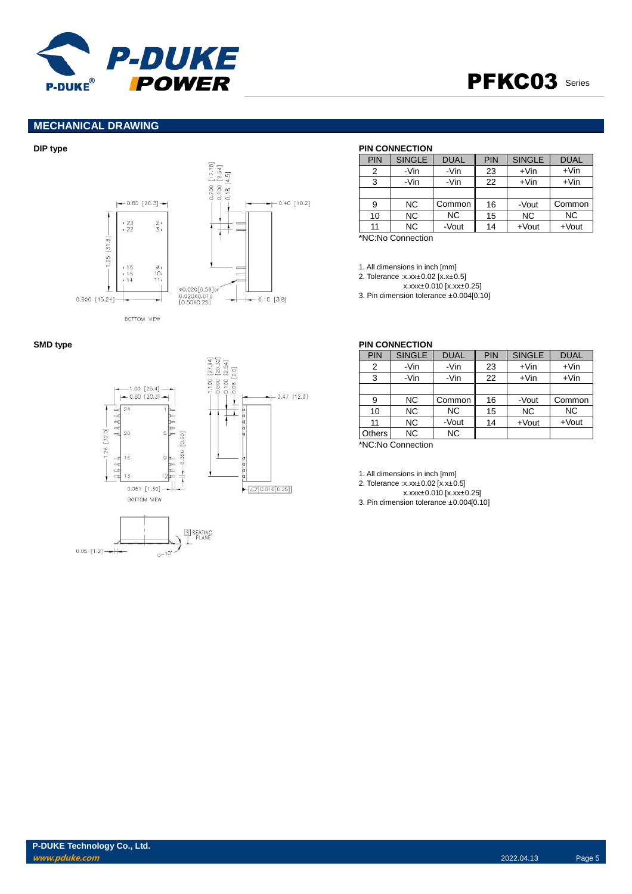## MECHANICAL DRAWING

### DIP type

**PIN CONNECTION**

| PIN | SINGLE | DUAL | PIN | SINGLE | DUAL |
|---|---|---|---|---|---|
| 2 | -Vin | -Vin | 23 | +Vin | +Vin |
| 3 | -Vin | -Vin | 22 | +Vin | +Vin |
| | | | | | |
| 9 | NC | Common | 16 | -Vout | Common |
| 10 | NC | NC | 15 | NC | NC |
| 11 | NC | -Vout | 14 | +Vout | +Vout |

*NC:No Connection

1. All dimensions in inch [mm]
2. Tolerance :x.xx±0.02 [x.x±0.5]
   x.xxx±0.010 [x.xx±0.25]
3. Pin dimension tolerance ±0.004[0.10]

### SMD type

**PIN CONNECTION**

| PIN | SINGLE | DUAL | PIN | SINGLE | DUAL |
|---|---|---|---|---|---|
| 2 | -Vin | -Vin | 23 | +Vin | +Vin |
| 3 | -Vin | -Vin | 22 | +Vin | +Vin |
| | | | | | |
| 9 | NC | Common | 16 | -Vout | Common |
| 10 | NC | NC | 15 | NC | NC |
| 11 | NC | -Vout | 14 | +Vout | +Vout |
| Others | NC | NC | | | |

*NC:No Connection

1. All dimensions in inch [mm]
2. Tolerance :x.xx±0.02 [x.x±0.5]
   x.xxx±0.010 [x.xx±0.25]
3. Pin dimension tolerance ±0.004[0.10]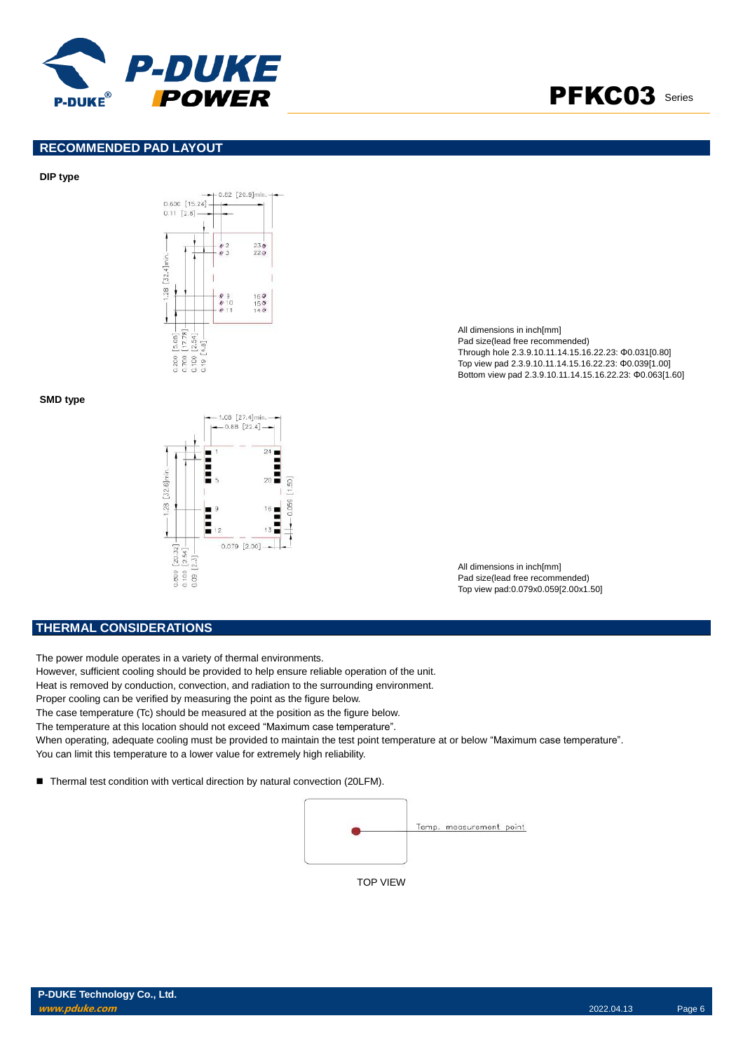## RECOMMENDED PAD LAYOUT

**DIP type**

All dimensions in inch[mm]
Pad size(lead free recommended)
Through hole 2.3.9.10.11.14.15.16.22.23: Φ0.031[0.80]
Top view pad 2.3.9.10.11.14.15.16.22.23: Φ0.039[1.00]
Bottom view pad 2.3.9.10.11.14.15.16.22.23: Φ0.063[1.60]

**SMD type**

All dimensions in inch[mm]
Pad size(lead free recommended)
Top view pad:0.079x0.059[2.00x1.50]

## THERMAL CONSIDERATIONS

The power module operates in a variety of thermal environments.
However, sufficient cooling should be provided to help ensure reliable operation of the unit.
Heat is removed by conduction, convection, and radiation to the surrounding environment.
Proper cooling can be verified by measuring the point as the figure below.
The case temperature (Tc) should be measured at the position as the figure below.
The temperature at this location should not exceed "Maximum case temperature".
When operating, adequate cooling must be provided to maintain the test point temperature at or below "Maximum case temperature".
You can limit this temperature to a lower value for extremely high reliability.

- Thermal test condition with vertical direction by natural convection (20LFM).

Temp. measurement point

TOP VIEW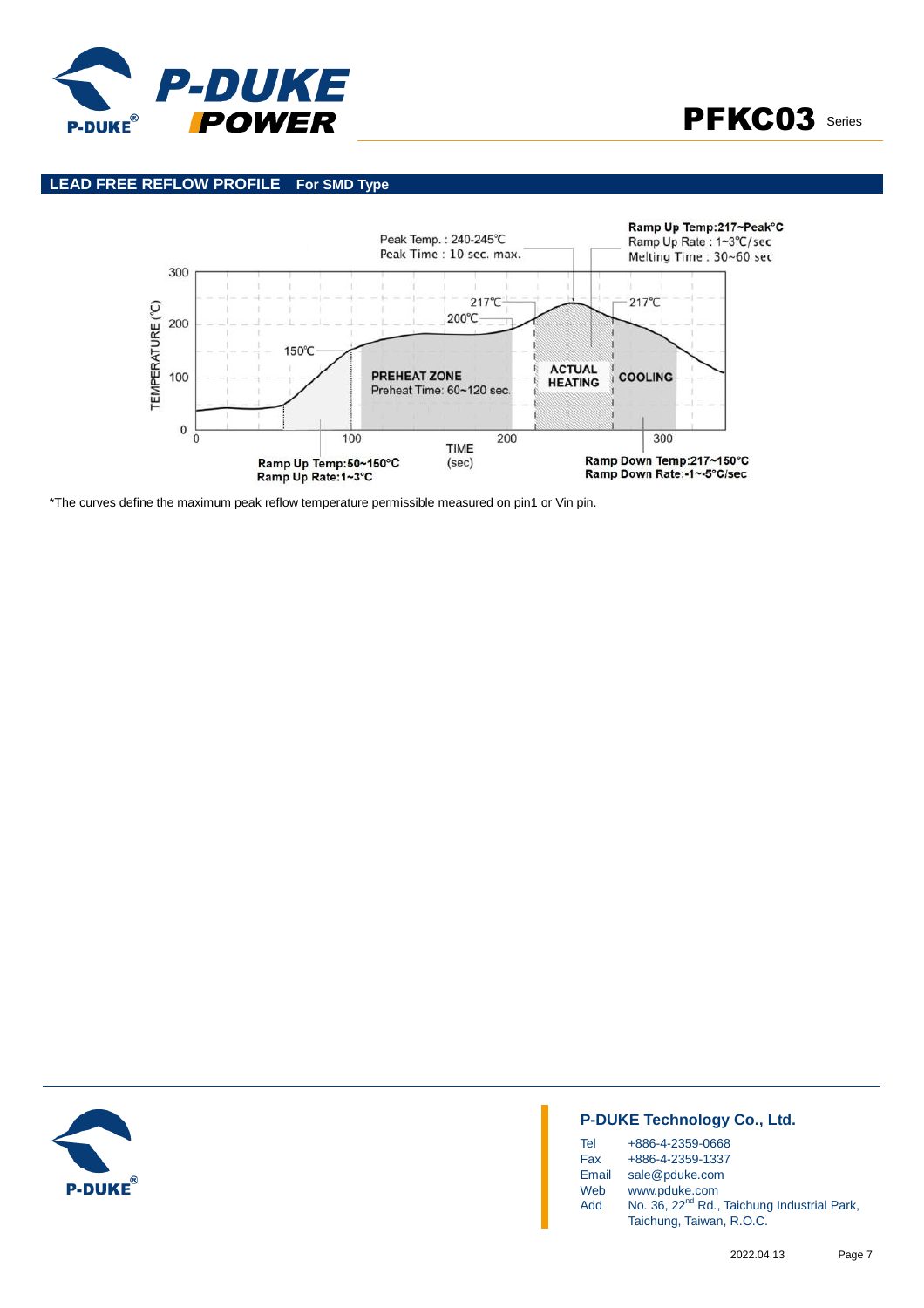## LEAD FREE REFLOW PROFILE For SMD Type

Peak Temp. : 240-245℃
Peak Time : 10 sec. max.

Ramp Up Temp:217~Peak°C
Ramp Up Rate : 1~3℃/sec
Melting Time : 30~60 sec

300
200
100
0
TEMPERATURE (℃)

217℃
200℃
150℃
217℃

PREHEAT ZONE
Preheat Time: 60~120 sec.

ACTUAL HEATING

COOLING

0
100
200
300
TIME (sec)

Ramp Up Temp:50~150°C
Ramp Up Rate:1~3°C

Ramp Down Temp:217~150°C
Ramp Down Rate:-1~-5°C/sec

*The curves define the maximum peak reflow temperature permissible measured on pin1 or Vin pin.

**P-DUKE Technology Co., Ltd.**

Tel +886-4-2359-0668
Fax +886-4-2359-1337
Email sale@pduke.com
Web www.pduke.com
Add No. 36, 22nd Rd., Taichung Industrial Park, Taichung, Taiwan, R.O.C.

2022.04.13